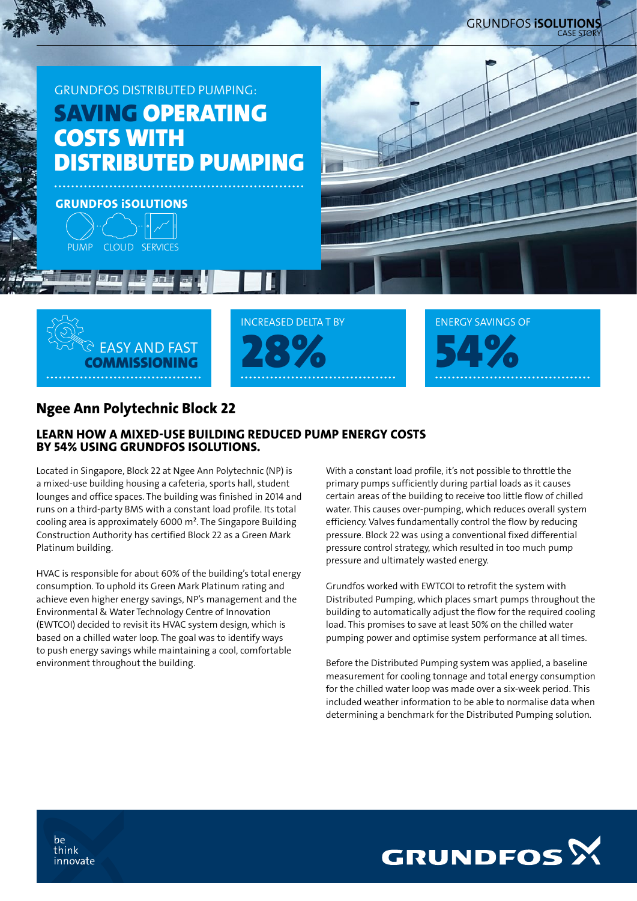GRUNDFOS DISTRIBUTED PUMPING:

# SAVING OPERATING COSTS WITH DISTRIBUTED PUMPING

**GRUNDFOS iSOLUTIONS**

PUMP CLOUD SERVICES

EASY AND FAST **COMMISSIONING**

INCREASED DELTA T BY **28%**

ENERGY SAVINGS OF **54%**

## Ngee Ann Polytechnic Block 22

### LEARN HOW A MIXED-USE BUILDING REDUCED PUMP ENERGY COSTS BY 54% USING GRUNDFOS ISOLUTIONS.

Located in Singapore, Block 22 at Ngee Ann Polytechnic (NP) is a mixed-use building housing a cafeteria, sports hall, student lounges and office spaces. The building was finished in 2014 and runs on a third-party BMS with a constant load profile. Its total cooling area is approximately 6000 m². The Singapore Building Construction Authority has certified Block 22 as a Green Mark Platinum building.

HVAC is responsible for about 60% of the building's total energy consumption. To uphold its Green Mark Platinum rating and achieve even higher energy savings, NP's management and the Environmental & Water Technology Centre of Innovation (EWTCOI) decided to revisit its HVAC system design, which is based on a chilled water loop. The goal was to identify ways to push energy savings while maintaining a cool, comfortable environment throughout the building.

With a constant load profile, it's not possible to throttle the primary pumps sufficiently during partial loads as it causes certain areas of the building to receive too little flow of chilled water. This causes over-pumping, which reduces overall system efficiency. Valves fundamentally control the flow by reducing pressure. Block 22 was using a conventional fixed differential pressure control strategy, which resulted in too much pump pressure and ultimately wasted energy.

Grundfos worked with EWTCOI to retrofit the system with Distributed Pumping, which places smart pumps throughout the building to automatically adjust the flow for the required cooling load. This promises to save at least 50% on the chilled water pumping power and optimise system performance at all times.

Before the Distributed Pumping system was applied, a baseline measurement for cooling tonnage and total energy consumption for the chilled water loop was made over a six-week period. This included weather information to be able to normalise data when determining a benchmark for the Distributed Pumping solution.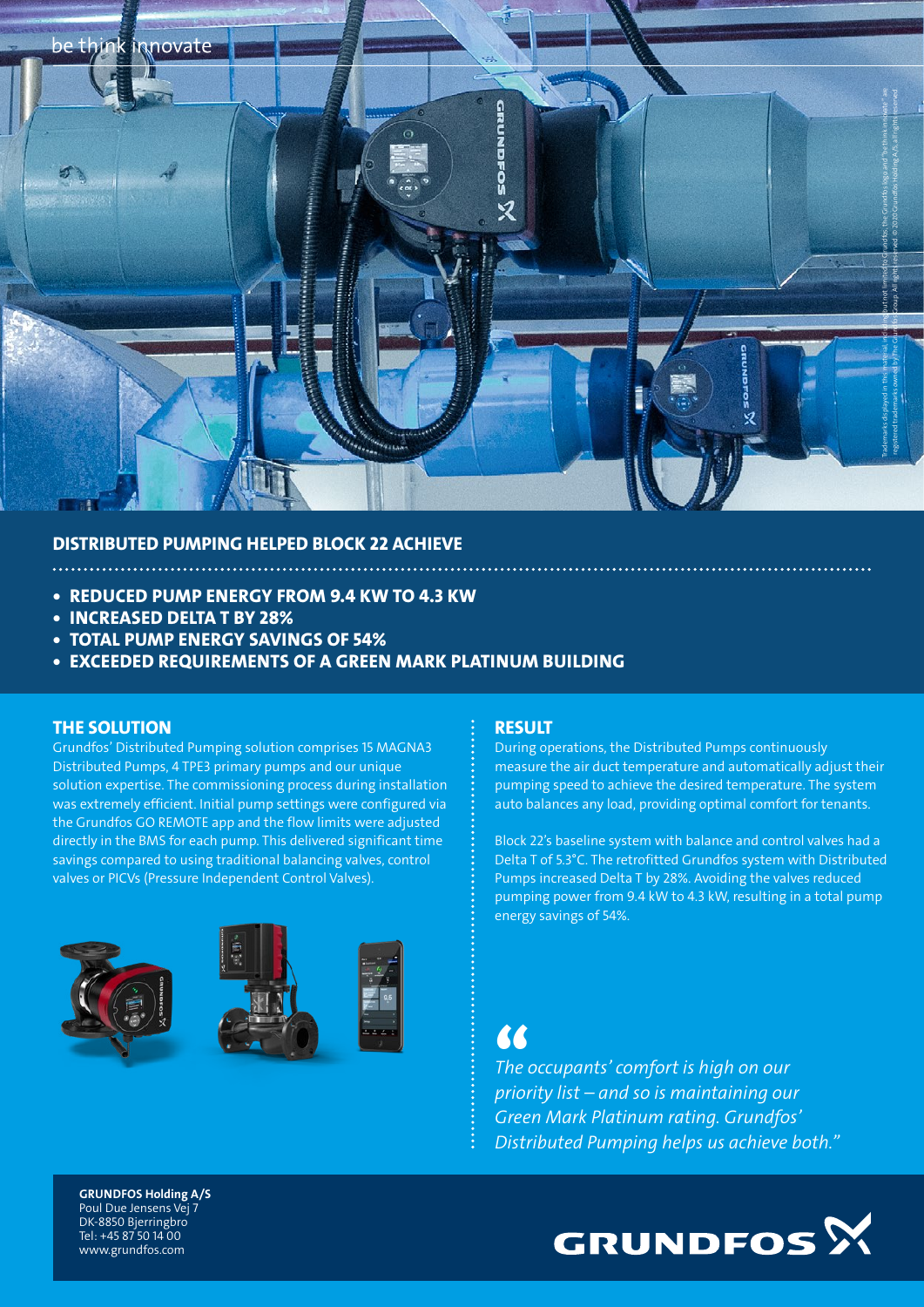be think innovate

## DISTRIBUTED PUMPING HELPED BLOCK 22 ACHIEVE

- **REDUCED PUMP ENERGY FROM 9.4 KW TO 4.3 KW**
- **INCREASED DELTA T BY 28%**
- **TOTAL PUMP ENERGY SAVINGS OF 54%**
- **EXCEEDED REQUIREMENTS OF A GREEN MARK PLATINUM BUILDING**

### THE SOLUTION

Grundfos' Distributed Pumping solution comprises 15 MAGNA3 Distributed Pumps, 4 TPE3 primary pumps and our unique solution expertise. The commissioning process during installation was extremely efficient. Initial pump settings were configured via the Grundfos GO REMOTE app and the flow limits were adjusted directly in the BMS for each pump. This delivered significant time savings compared to using traditional balancing valves, control valves or PICVs (Pressure Independent Control Valves).

### RESULT

During operations, the Distributed Pumps continuously measure the air duct temperature and automatically adjust their pumping speed to achieve the desired temperature. The system auto balances any load, providing optimal comfort for tenants.

Block 22's baseline system with balance and control valves had a Delta T of 5.3°C. The retrofitted Grundfos system with Distributed Pumps increased Delta T by 28%. Avoiding the valves reduced pumping power from 9.4 kW to 4.3 kW, resulting in a total pump energy savings of 54%.

*"The occupants' comfort is high on our priority list – and so is maintaining our Green Mark Platinum rating. Grundfos' Distributed Pumping helps us achieve both."*

**GRUNDFOS Holding A/S**
Poul Due Jensens Vej 7
DK-8850 Bjerringbro
Tel: +45 87 50 14 00
www.grundfos.com

GRUNDFOS

Trademarks displayed in this material, including but not limited to Grundfos, the Grundfos logo and "be think innovate" are registered trademarks owned by The Grundfos Group. All rights reserved. © 2020 Grundfos Holding A/S, all rights reserved.